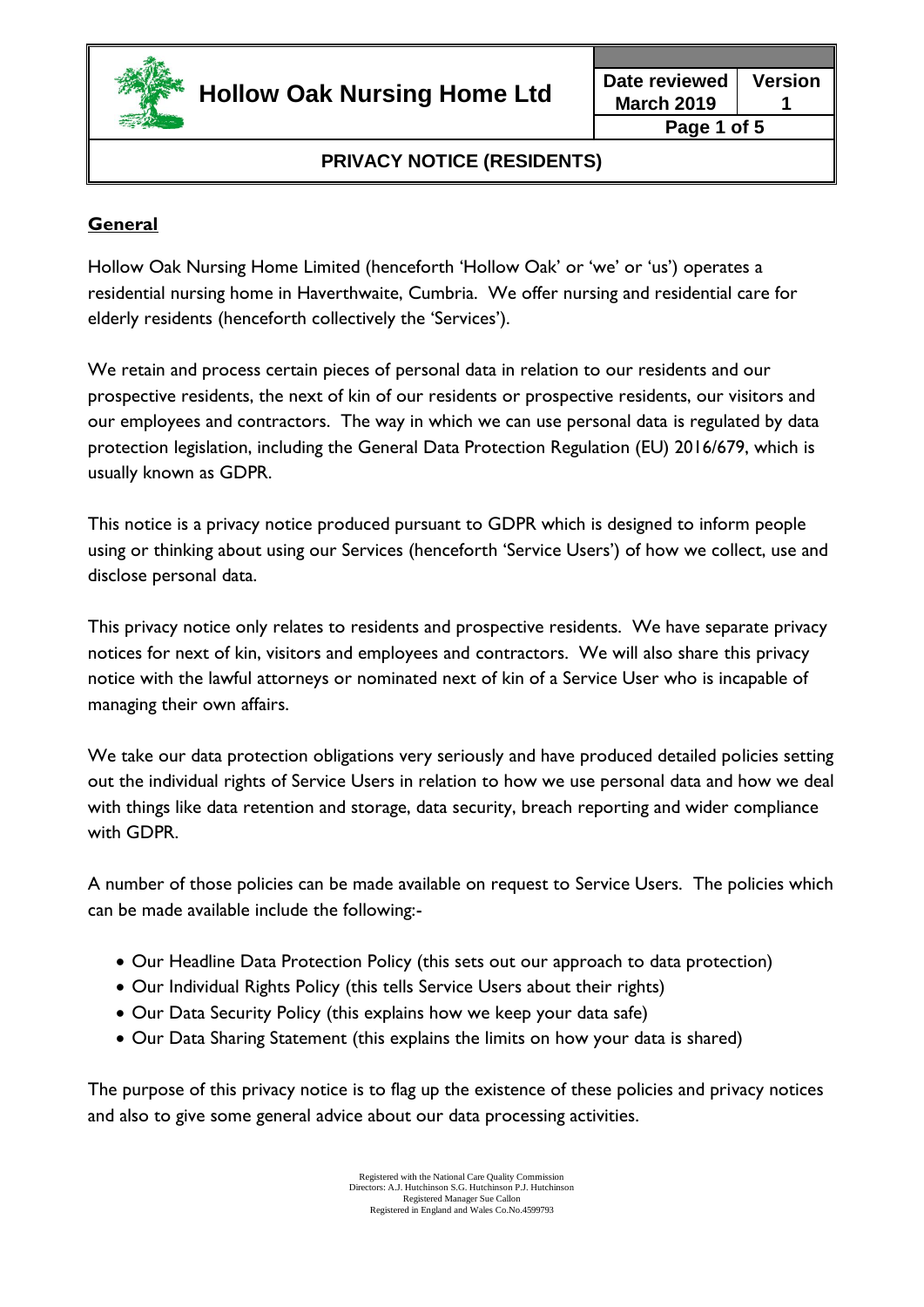# Hollow Oak Nursing Home Ltd

| Date reviewed | Version |
|---|---|
| March 2019 | 1 |

## PRIVACY NOTICE (RESIDENTS)

### General

Hollow Oak Nursing Home Limited (henceforth 'Hollow Oak' or 'we' or 'us') operates a residential nursing home in Haverthwaite, Cumbria. We offer nursing and residential care for elderly residents (henceforth collectively the 'Services').

We retain and process certain pieces of personal data in relation to our residents and our prospective residents, the next of kin of our residents or prospective residents, our visitors and our employees and contractors. The way in which we can use personal data is regulated by data protection legislation, including the General Data Protection Regulation (EU) 2016/679, which is usually known as GDPR.

This notice is a privacy notice produced pursuant to GDPR which is designed to inform people using or thinking about using our Services (henceforth 'Service Users') of how we collect, use and disclose personal data.

This privacy notice only relates to residents and prospective residents. We have separate privacy notices for next of kin, visitors and employees and contractors. We will also share this privacy notice with the lawful attorneys or nominated next of kin of a Service User who is incapable of managing their own affairs.

We take our data protection obligations very seriously and have produced detailed policies setting out the individual rights of Service Users in relation to how we use personal data and how we deal with things like data retention and storage, data security, breach reporting and wider compliance with GDPR.

A number of those policies can be made available on request to Service Users. The policies which can be made available include the following:-

- Our Headline Data Protection Policy (this sets out our approach to data protection)
- Our Individual Rights Policy (this tells Service Users about their rights)
- Our Data Security Policy (this explains how we keep your data safe)
- Our Data Sharing Statement (this explains the limits on how your data is shared)

The purpose of this privacy notice is to flag up the existence of these policies and privacy notices and also to give some general advice about our data processing activities.

Registered with the National Care Quality Commission
Directors: A.J. Hutchinson S.G. Hutchinson P.J. Hutchinson
Registered Manager Sue Callon
Registered in England and Wales Co.No.4599793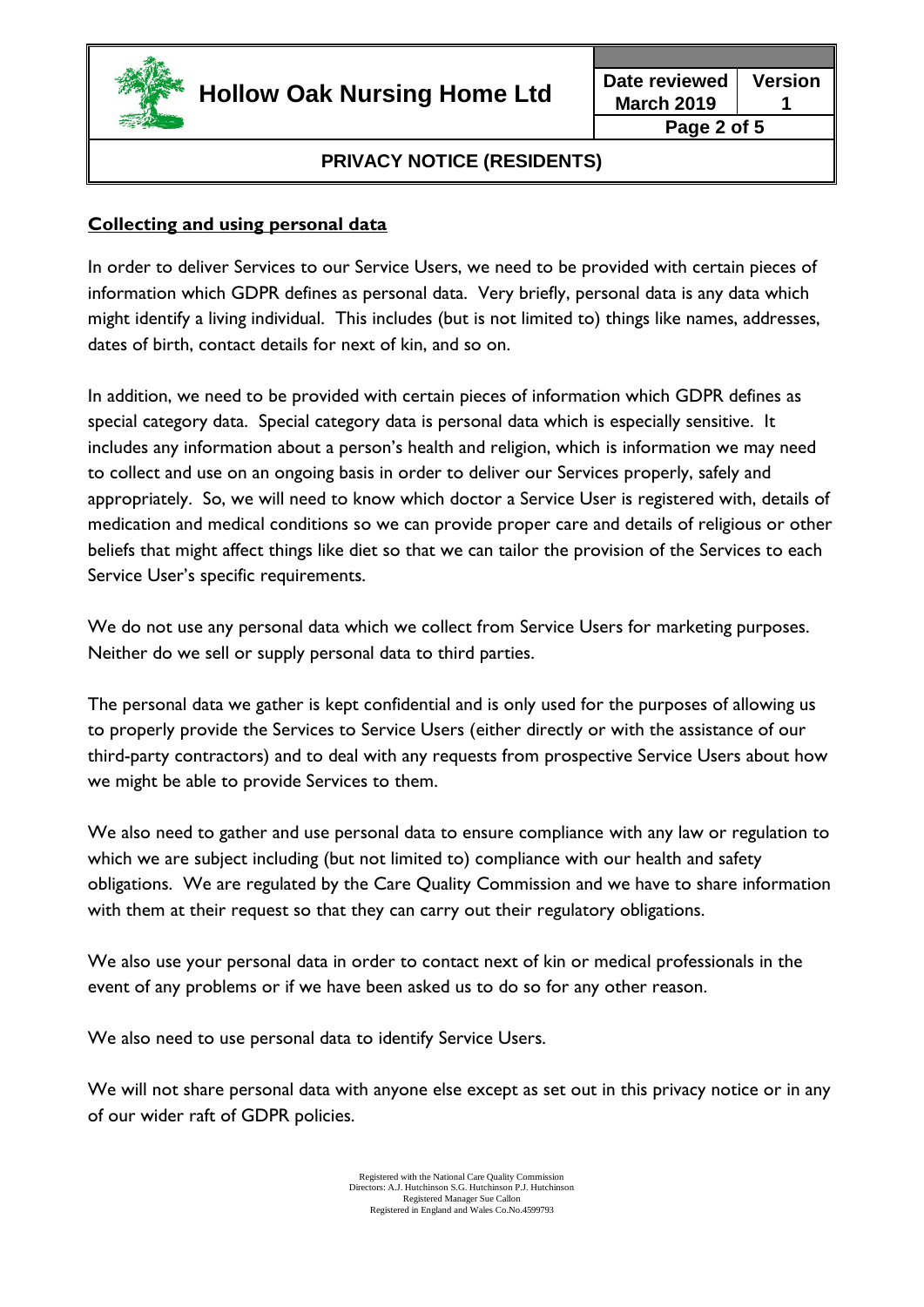**Collecting and using personal data**

In order to deliver Services to our Service Users, we need to be provided with certain pieces of information which GDPR defines as personal data. Very briefly, personal data is any data which might identify a living individual. This includes (but is not limited to) things like names, addresses, dates of birth, contact details for next of kin, and so on.

In addition, we need to be provided with certain pieces of information which GDPR defines as special category data. Special category data is personal data which is especially sensitive. It includes any information about a person's health and religion, which is information we may need to collect and use on an ongoing basis in order to deliver our Services properly, safely and appropriately. So, we will need to know which doctor a Service User is registered with, details of medication and medical conditions so we can provide proper care and details of religious or other beliefs that might affect things like diet so that we can tailor the provision of the Services to each Service User's specific requirements.

We do not use any personal data which we collect from Service Users for marketing purposes. Neither do we sell or supply personal data to third parties.

The personal data we gather is kept confidential and is only used for the purposes of allowing us to properly provide the Services to Service Users (either directly or with the assistance of our third-party contractors) and to deal with any requests from prospective Service Users about how we might be able to provide Services to them.

We also need to gather and use personal data to ensure compliance with any law or regulation to which we are subject including (but not limited to) compliance with our health and safety obligations. We are regulated by the Care Quality Commission and we have to share information with them at their request so that they can carry out their regulatory obligations.

We also use your personal data in order to contact next of kin or medical professionals in the event of any problems or if we have been asked us to do so for any other reason.

We also need to use personal data to identify Service Users.

We will not share personal data with anyone else except as set out in this privacy notice or in any of our wider raft of GDPR policies.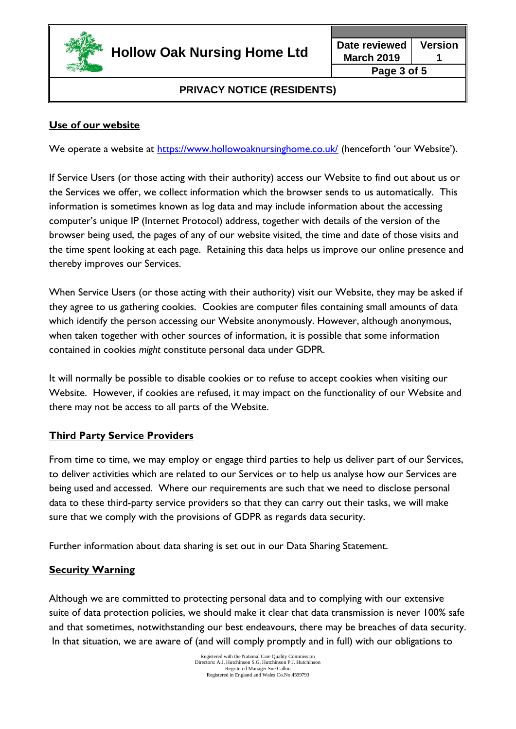## Use of our website

We operate a website at [https://www.hollowoaknursinghome.co.uk/](https://www.hollowoaknursinghome.co.uk/) (henceforth 'our Website').

If Service Users (or those acting with their authority) access our Website to find out about us or the Services we offer, we collect information which the browser sends to us automatically. This information is sometimes known as log data and may include information about the accessing computer's unique IP (Internet Protocol) address, together with details of the version of the browser being used, the pages of any of our website visited, the time and date of those visits and the time spent looking at each page. Retaining this data helps us improve our online presence and thereby improves our Services.

When Service Users (or those acting with their authority) visit our Website, they may be asked if they agree to us gathering cookies. Cookies are computer files containing small amounts of data which identify the person accessing our Website anonymously. However, although anonymous, when taken together with other sources of information, it is possible that some information contained in cookies *might* constitute personal data under GDPR.

It will normally be possible to disable cookies or to refuse to accept cookies when visiting our Website. However, if cookies are refused, it may impact on the functionality of our Website and there may not be access to all parts of the Website.

## Third Party Service Providers

From time to time, we may employ or engage third parties to help us deliver part of our Services, to deliver activities which are related to our Services or to help us analyse how our Services are being used and accessed. Where our requirements are such that we need to disclose personal data to these third-party service providers so that they can carry out their tasks, we will make sure that we comply with the provisions of GDPR as regards data security.

Further information about data sharing is set out in our Data Sharing Statement.

## Security Warning

Although we are committed to protecting personal data and to complying with our extensive suite of data protection policies, we should make it clear that data transmission is never 100% safe and that sometimes, notwithstanding our best endeavours, there may be breaches of data security. In that situation, we are aware of (and will comply promptly and in full) with our obligations to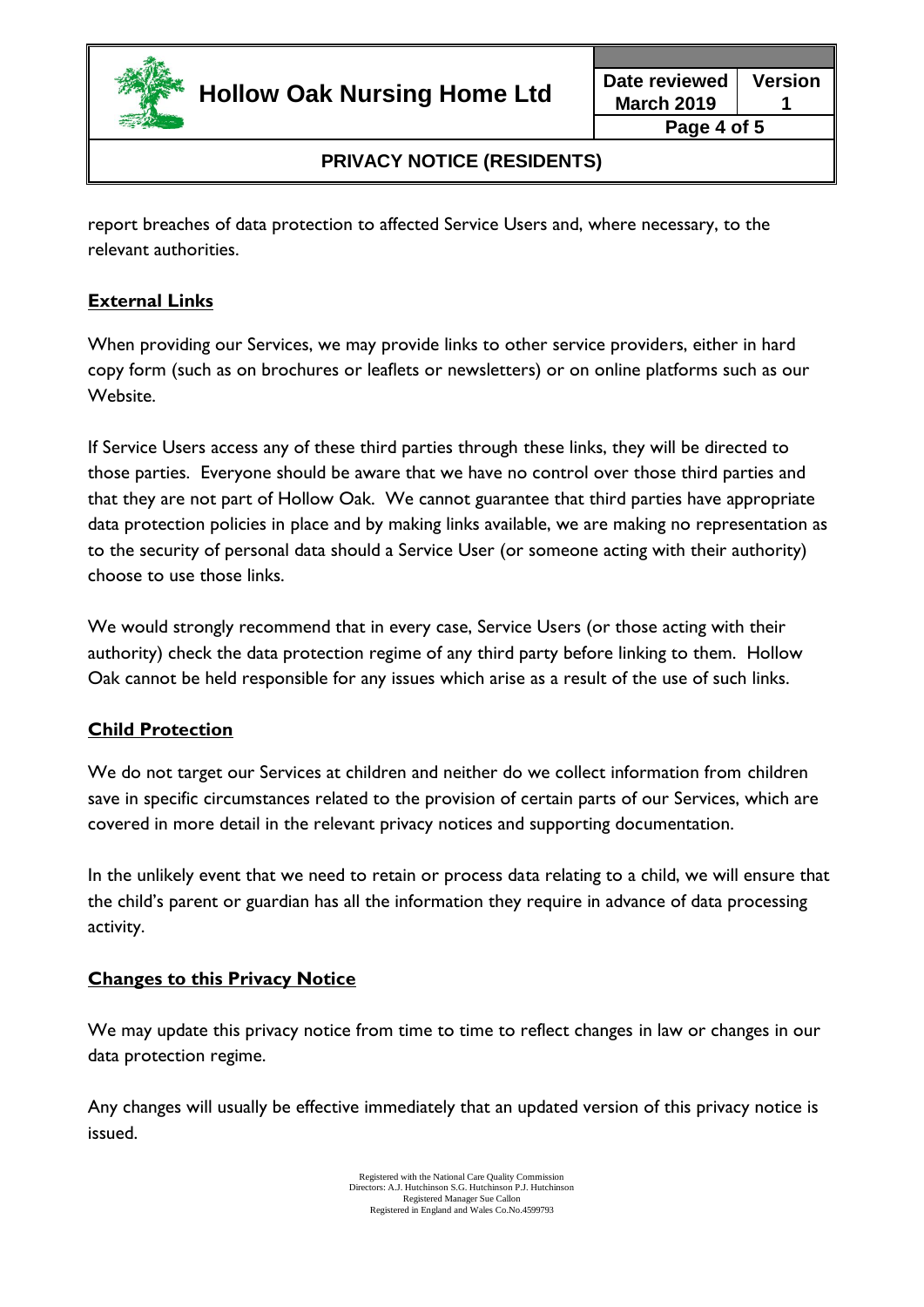report breaches of data protection to affected Service Users and, where necessary, to the relevant authorities.

## External Links

When providing our Services, we may provide links to other service providers, either in hard copy form (such as on brochures or leaflets or newsletters) or on online platforms such as our Website.

If Service Users access any of these third parties through these links, they will be directed to those parties. Everyone should be aware that we have no control over those third parties and that they are not part of Hollow Oak. We cannot guarantee that third parties have appropriate data protection policies in place and by making links available, we are making no representation as to the security of personal data should a Service User (or someone acting with their authority) choose to use those links.

We would strongly recommend that in every case, Service Users (or those acting with their authority) check the data protection regime of any third party before linking to them. Hollow Oak cannot be held responsible for any issues which arise as a result of the use of such links.

## Child Protection

We do not target our Services at children and neither do we collect information from children save in specific circumstances related to the provision of certain parts of our Services, which are covered in more detail in the relevant privacy notices and supporting documentation.

In the unlikely event that we need to retain or process data relating to a child, we will ensure that the child's parent or guardian has all the information they require in advance of data processing activity.

## Changes to this Privacy Notice

We may update this privacy notice from time to time to reflect changes in law or changes in our data protection regime.

Any changes will usually be effective immediately that an updated version of this privacy notice is issued.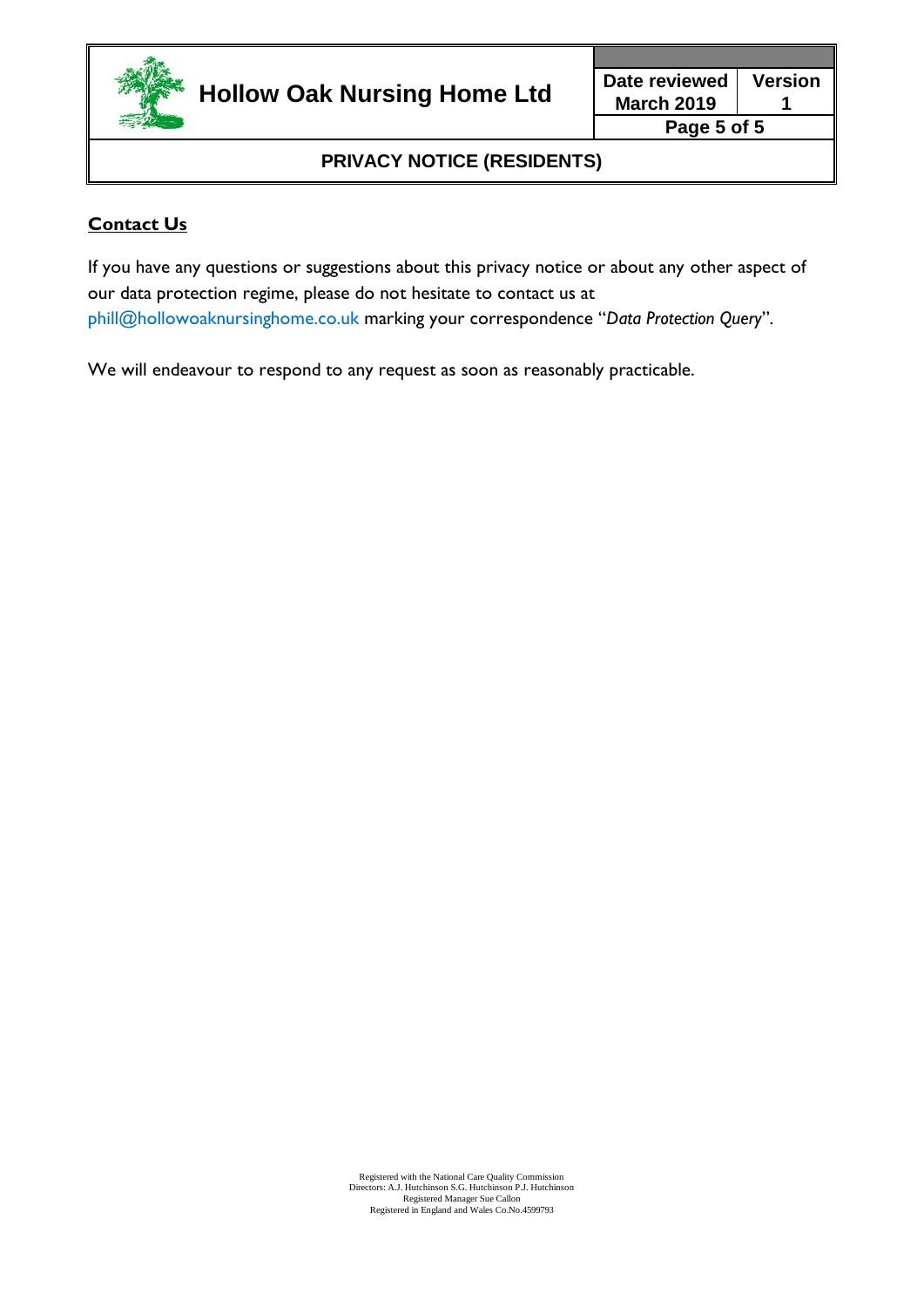## Contact Us

If you have any questions or suggestions about this privacy notice or about any other aspect of our data protection regime, please do not hesitate to contact us at phill@hollowoaknursinghome.co.uk marking your correspondence "*Data Protection Query*".

We will endeavour to respond to any request as soon as reasonably practicable.